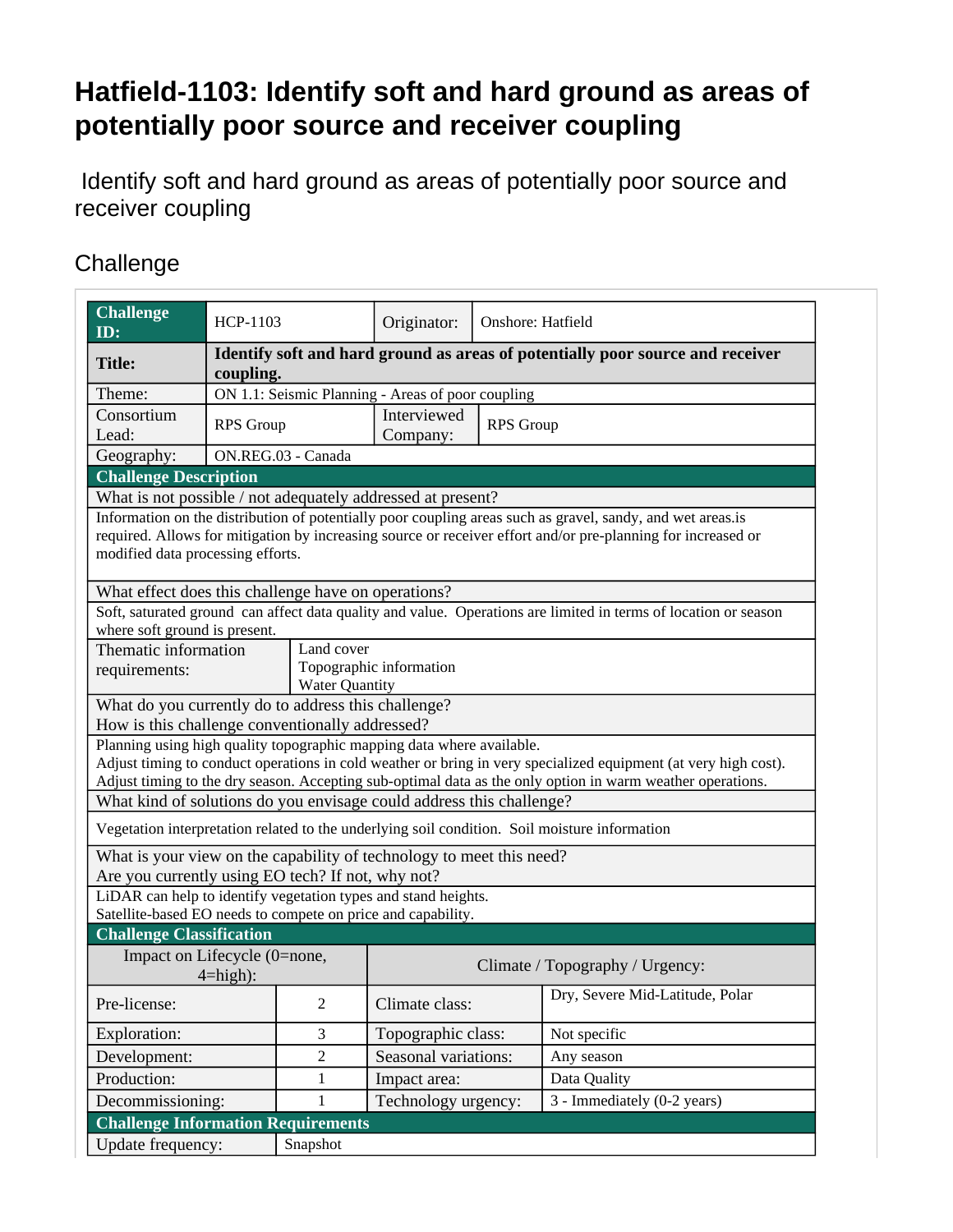# Hatfield-1103: Identify soft and hard ground as areas of potentially poor source and receiver coupling

Identify soft and hard ground as areas of potentially poor source and receiver coupling

## Challenge

| **Challenge ID:** | HCP-1103 | Originator: | Onshore: Hatfield |
|---|---|---|---|
| **Title:** | **Identify soft and hard ground as areas of potentially poor source and receiver coupling.** | | |
| Theme: | ON 1.1: Seismic Planning - Areas of poor coupling | | |
| Consortium Lead: | RPS Group | Interviewed Company: | RPS Group |
| Geography: | ON.REG.03 - Canada | | |

| **Challenge Description** | |
|---|---|
| What is not possible / not adequately addressed at present? | |
| Information on the distribution of potentially poor coupling areas such as gravel, sandy, and wet areas.is required. Allows for mitigation by increasing source or receiver effort and/or pre-planning for increased or modified data processing efforts. | |
| What effect does this challenge have on operations? | |
| Soft, saturated ground can affect data quality and value. Operations are limited in terms of location or season where soft ground is present. | |
| Thematic information requirements: | Land cover<br>Topographic information<br>Water Quantity |
| What do you currently do to address this challenge?<br>How is this challenge conventionally addressed? | |
| Planning using high quality topographic mapping data where available.<br>Adjust timing to conduct operations in cold weather or bring in very specialized equipment (at very high cost).<br>Adjust timing to the dry season. Accepting sub-optimal data as the only option in warm weather operations. | |
| What kind of solutions do you envisage could address this challenge? | |
| Vegetation interpretation related to the underlying soil condition. Soil moisture information | |
| What is your view on the capability of technology to meet this need?<br>Are you currently using EO tech? If not, why not? | |
| LiDAR can help to identify vegetation types and stand heights.<br>Satellite-based EO needs to compete on price and capability. | |

| **Challenge Classification** | | | |
|---|---|---|---|
| Impact on Lifecycle (0=none, 4=high): | | Climate / Topography / Urgency: | |
| Pre-license: | 2 | Climate class: | Dry, Severe Mid-Latitude, Polar |
| Exploration: | 3 | Topographic class: | Not specific |
| Development: | 2 | Seasonal variations: | Any season |
| Production: | 1 | Impact area: | Data Quality |
| Decommissioning: | 1 | Technology urgency: | 3 - Immediately (0-2 years) |

| **Challenge Information Requirements** | |
|---|---|
| Update frequency: | Snapshot |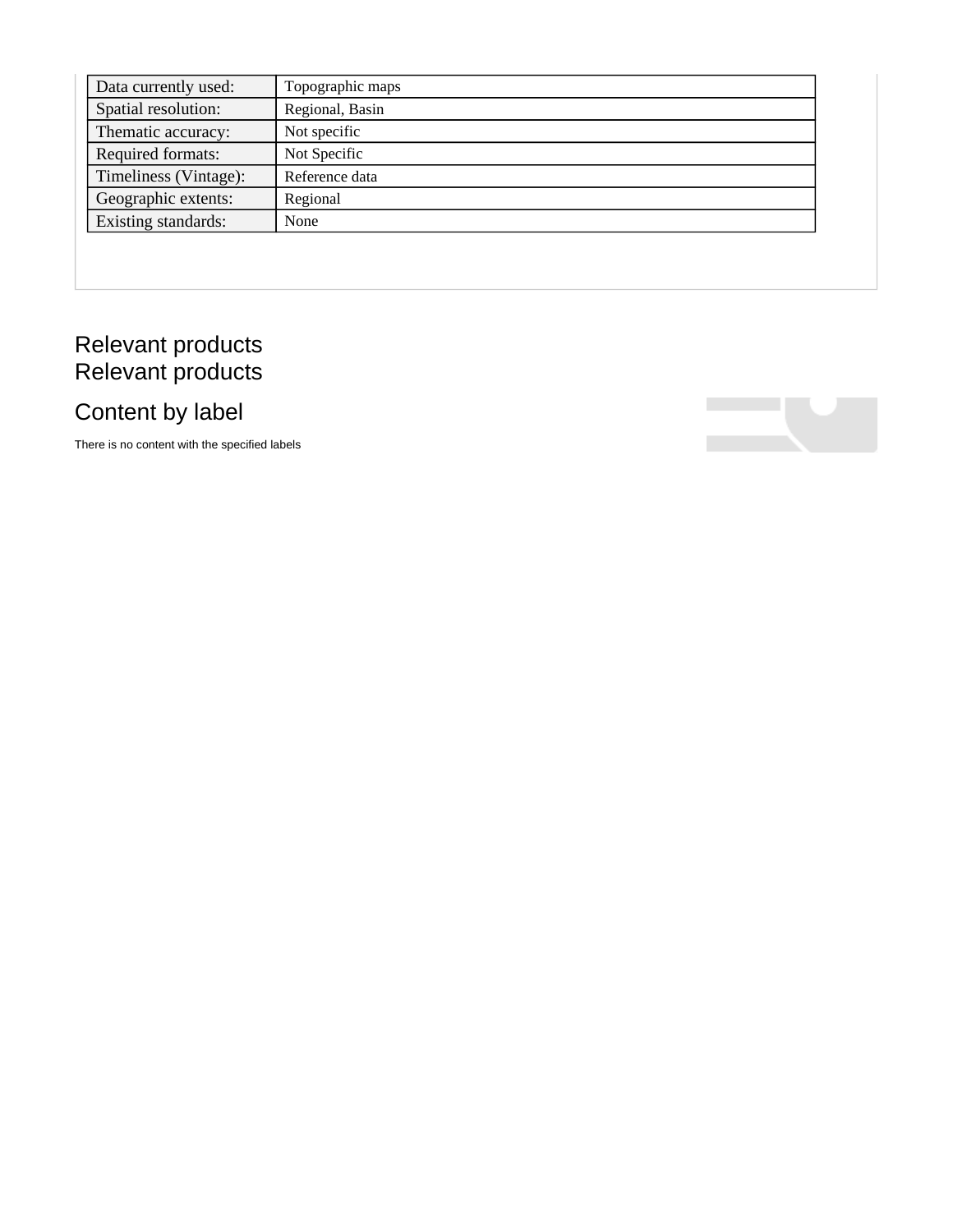| | |
|---|---|
| Data currently used: | Topographic maps |
| Spatial resolution: | Regional, Basin |
| Thematic accuracy: | Not specific |
| Required formats: | Not Specific |
| Timeliness (Vintage): | Reference data |
| Geographic extents: | Regional |
| Existing standards: | None |

## Relevant products

## Relevant products

## Content by label

There is no content with the specified labels